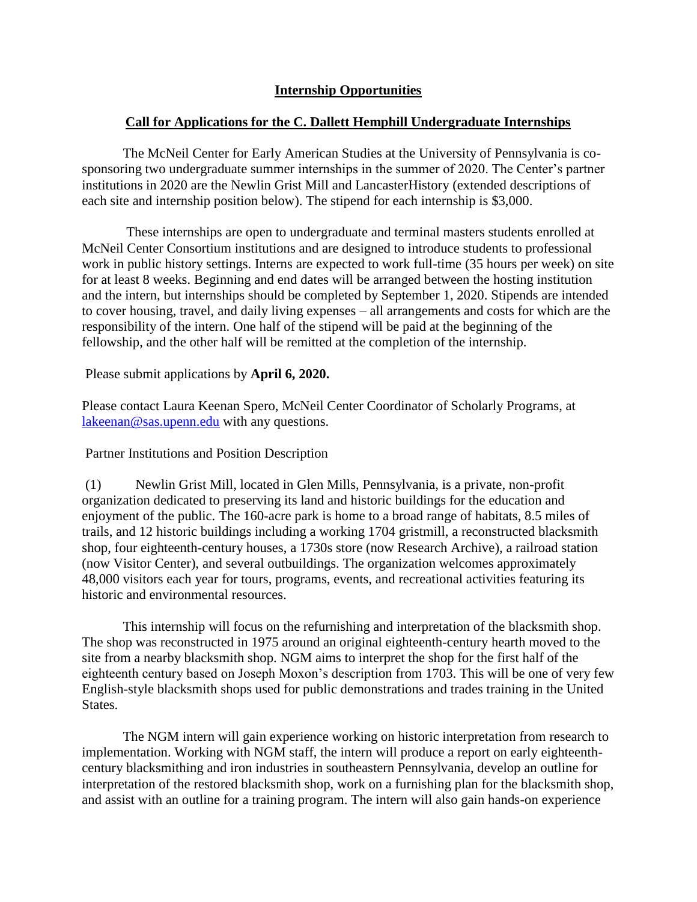# Internship Opportunities

## Call for Applications for the C. Dallett Hemphill Undergraduate Internships

The McNeil Center for Early American Studies at the University of Pennsylvania is co-sponsoring two undergraduate summer internships in the summer of 2020. The Center's partner institutions in 2020 are the Newlin Grist Mill and LancasterHistory (extended descriptions of each site and internship position below). The stipend for each internship is $3,000.

These internships are open to undergraduate and terminal masters students enrolled at McNeil Center Consortium institutions and are designed to introduce students to professional work in public history settings. Interns are expected to work full-time (35 hours per week) on site for at least 8 weeks. Beginning and end dates will be arranged between the hosting institution and the intern, but internships should be completed by September 1, 2020. Stipends are intended to cover housing, travel, and daily living expenses – all arrangements and costs for which are the responsibility of the intern. One half of the stipend will be paid at the beginning of the fellowship, and the other half will be remitted at the completion of the internship.

Please submit applications by **April 6, 2020.**

Please contact Laura Keenan Spero, McNeil Center Coordinator of Scholarly Programs, at [lakeenan@sas.upenn.edu](mailto:lakeenan@sas.upenn.edu) with any questions.

Partner Institutions and Position Description

(1) Newlin Grist Mill, located in Glen Mills, Pennsylvania, is a private, non-profit organization dedicated to preserving its land and historic buildings for the education and enjoyment of the public. The 160-acre park is home to a broad range of habitats, 8.5 miles of trails, and 12 historic buildings including a working 1704 gristmill, a reconstructed blacksmith shop, four eighteenth-century houses, a 1730s store (now Research Archive), a railroad station (now Visitor Center), and several outbuildings. The organization welcomes approximately 48,000 visitors each year for tours, programs, events, and recreational activities featuring its historic and environmental resources.

This internship will focus on the refurnishing and interpretation of the blacksmith shop. The shop was reconstructed in 1975 around an original eighteenth-century hearth moved to the site from a nearby blacksmith shop. NGM aims to interpret the shop for the first half of the eighteenth century based on Joseph Moxon's description from 1703. This will be one of very few English-style blacksmith shops used for public demonstrations and trades training in the United States.

The NGM intern will gain experience working on historic interpretation from research to implementation. Working with NGM staff, the intern will produce a report on early eighteenth-century blacksmithing and iron industries in southeastern Pennsylvania, develop an outline for interpretation of the restored blacksmith shop, work on a furnishing plan for the blacksmith shop, and assist with an outline for a training program. The intern will also gain hands-on experience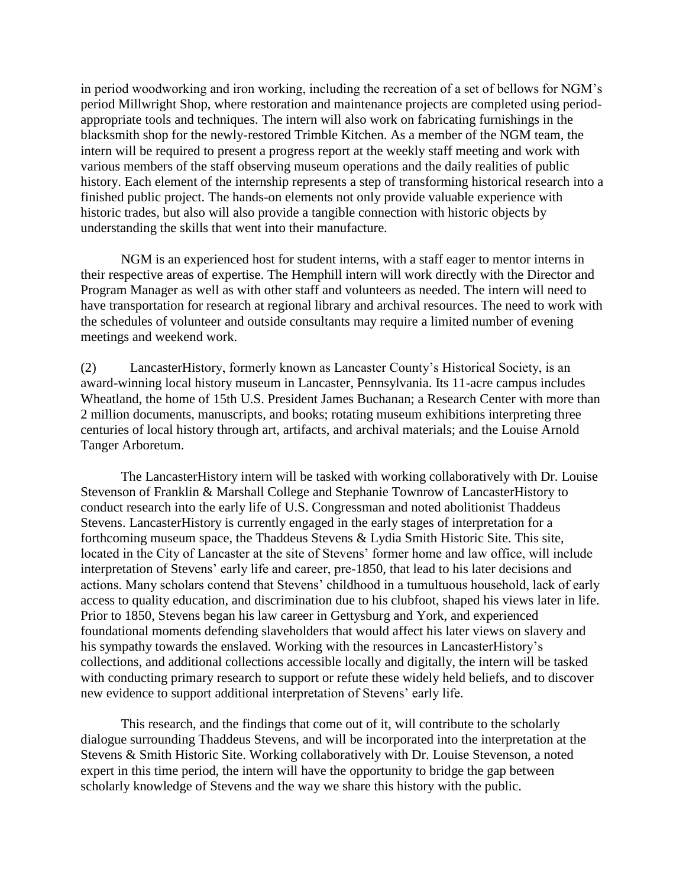in period woodworking and iron working, including the recreation of a set of bellows for NGM's period Millwright Shop, where restoration and maintenance projects are completed using period-appropriate tools and techniques. The intern will also work on fabricating furnishings in the blacksmith shop for the newly-restored Trimble Kitchen. As a member of the NGM team, the intern will be required to present a progress report at the weekly staff meeting and work with various members of the staff observing museum operations and the daily realities of public history. Each element of the internship represents a step of transforming historical research into a finished public project. The hands-on elements not only provide valuable experience with historic trades, but also will also provide a tangible connection with historic objects by understanding the skills that went into their manufacture.

NGM is an experienced host for student interns, with a staff eager to mentor interns in their respective areas of expertise. The Hemphill intern will work directly with the Director and Program Manager as well as with other staff and volunteers as needed. The intern will need to have transportation for research at regional library and archival resources. The need to work with the schedules of volunteer and outside consultants may require a limited number of evening meetings and weekend work.

(2) LancasterHistory, formerly known as Lancaster County's Historical Society, is an award-winning local history museum in Lancaster, Pennsylvania. Its 11-acre campus includes Wheatland, the home of 15th U.S. President James Buchanan; a Research Center with more than 2 million documents, manuscripts, and books; rotating museum exhibitions interpreting three centuries of local history through art, artifacts, and archival materials; and the Louise Arnold Tanger Arboretum.

The LancasterHistory intern will be tasked with working collaboratively with Dr. Louise Stevenson of Franklin & Marshall College and Stephanie Townrow of LancasterHistory to conduct research into the early life of U.S. Congressman and noted abolitionist Thaddeus Stevens. LancasterHistory is currently engaged in the early stages of interpretation for a forthcoming museum space, the Thaddeus Stevens & Lydia Smith Historic Site. This site, located in the City of Lancaster at the site of Stevens' former home and law office, will include interpretation of Stevens' early life and career, pre-1850, that lead to his later decisions and actions. Many scholars contend that Stevens' childhood in a tumultuous household, lack of early access to quality education, and discrimination due to his clubfoot, shaped his views later in life. Prior to 1850, Stevens began his law career in Gettysburg and York, and experienced foundational moments defending slaveholders that would affect his later views on slavery and his sympathy towards the enslaved. Working with the resources in LancasterHistory's collections, and additional collections accessible locally and digitally, the intern will be tasked with conducting primary research to support or refute these widely held beliefs, and to discover new evidence to support additional interpretation of Stevens' early life.

This research, and the findings that come out of it, will contribute to the scholarly dialogue surrounding Thaddeus Stevens, and will be incorporated into the interpretation at the Stevens & Smith Historic Site. Working collaboratively with Dr. Louise Stevenson, a noted expert in this time period, the intern will have the opportunity to bridge the gap between scholarly knowledge of Stevens and the way we share this history with the public.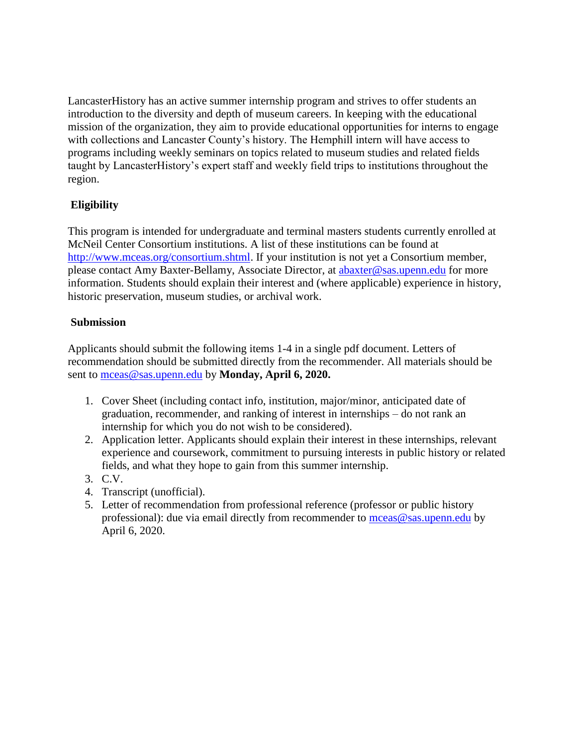LancasterHistory has an active summer internship program and strives to offer students an introduction to the diversity and depth of museum careers. In keeping with the educational mission of the organization, they aim to provide educational opportunities for interns to engage with collections and Lancaster County's history. The Hemphill intern will have access to programs including weekly seminars on topics related to museum studies and related fields taught by LancasterHistory's expert staff and weekly field trips to institutions throughout the region.

**Eligibility**

This program is intended for undergraduate and terminal masters students currently enrolled at McNeil Center Consortium institutions. A list of these institutions can be found at http://www.mceas.org/consortium.shtml. If your institution is not yet a Consortium member, please contact Amy Baxter-Bellamy, Associate Director, at abaxter@sas.upenn.edu for more information. Students should explain their interest and (where applicable) experience in history, historic preservation, museum studies, or archival work.

**Submission**

Applicants should submit the following items 1-4 in a single pdf document. Letters of recommendation should be submitted directly from the recommender. All materials should be sent to mceas@sas.upenn.edu by **Monday, April 6, 2020.**

1. Cover Sheet (including contact info, institution, major/minor, anticipated date of graduation, recommender, and ranking of interest in internships – do not rank an internship for which you do not wish to be considered).
2. Application letter. Applicants should explain their interest in these internships, relevant experience and coursework, commitment to pursuing interests in public history or related fields, and what they hope to gain from this summer internship.
3. C.V.
4. Transcript (unofficial).
5. Letter of recommendation from professional reference (professor or public history professional): due via email directly from recommender to mceas@sas.upenn.edu by April 6, 2020.